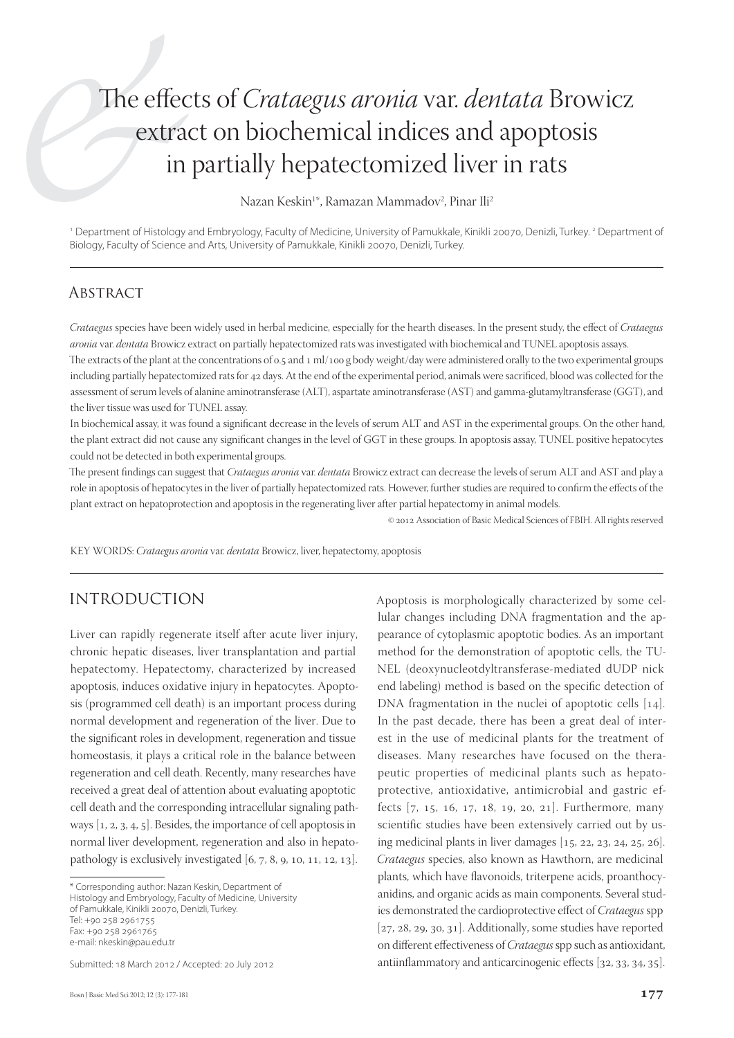# The effects of *Crataegus aronia* var. *dentata* Browicz extract on biochemical indices and apoptosis in partially hepatectomized liver in rats

Nazan Keskin[1*], Ramazan Mammadov[2], Pinar Ili[2]

[1] Department of Histology and Embryology, Faculty of Medicine, University of Pamukkale, Kinikli 20070, Denizli, Turkey. [2] Department of Biology, Faculty of Science and Arts, University of Pamukkale, Kinikli 20070, Denizli, Turkey.

## Abstract

*Crataegus* species have been widely used in herbal medicine, especially for the hearth diseases. In the present study, the effect of *Crataegus aronia* var. *dentata* Browicz extract on partially hepatectomized rats was investigated with biochemical and TUNEL apoptosis assays.

The extracts of the plant at the concentrations of 0.5 and 1 ml/100 g body weight/day were administered orally to the two experimental groups including partially hepatectomized rats for 42 days. At the end of the experimental period, animals were sacrificed, blood was collected for the assessment of serum levels of alanine aminotransferase (ALT), aspartate aminotransferase (AST) and gamma-glutamyltransferase (GGT), and the liver tissue was used for TUNEL assay.

In biochemical assay, it was found a significant decrease in the levels of serum ALT and AST in the experimental groups. On the other hand, the plant extract did not cause any significant changes in the level of GGT in these groups. In apoptosis assay, TUNEL positive hepatocytes could not be detected in both experimental groups.

The present findings can suggest that *Crataegus aronia* var. *dentata* Browicz extract can decrease the levels of serum ALT and AST and play a role in apoptosis of hepatocytes in the liver of partially hepatectomized rats. However, further studies are required to confirm the effects of the plant extract on hepatoprotection and apoptosis in the regenerating liver after partial hepatectomy in animal models.

© 2012 Association of Basic Medical Sciences of FBIH. All rights reserved

KEY WORDS: *Crataegus aronia* var. *dentata* Browicz, liver, hepatectomy, apoptosis

## Introduction

Liver can rapidly regenerate itself after acute liver injury, chronic hepatic diseases, liver transplantation and partial hepatectomy. Hepatectomy, characterized by increased apoptosis, induces oxidative injury in hepatocytes. Apoptosis (programmed cell death) is an important process during normal development and regeneration of the liver. Due to the significant roles in development, regeneration and tissue homeostasis, it plays a critical role in the balance between regeneration and cell death. Recently, many researches have received a great deal of attention about evaluating apoptotic cell death and the corresponding intracellular signaling pathways [1, 2, 3, 4, 5]. Besides, the importance of cell apoptosis in normal liver development, regeneration and also in hepatopathology is exclusively investigated [6, 7, 8, 9, 10, 11, 12, 13].

Apoptosis is morphologically characterized by some cellular changes including DNA fragmentation and the appearance of cytoplasmic apoptotic bodies. As an important method for the demonstration of apoptotic cells, the TUNEL (deoxynucleotdyltransferase-mediated dUDP nick end labeling) method is based on the specific detection of DNA fragmentation in the nuclei of apoptotic cells [14]. In the past decade, there has been a great deal of interest in the use of medicinal plants for the treatment of diseases. Many researches have focused on the therapeutic properties of medicinal plants such as hepatoprotective, antioxidative, antimicrobial and gastric effects [7, 15, 16, 17, 18, 19, 20, 21]. Furthermore, many scientific studies have been extensively carried out by using medicinal plants in liver damages [15, 22, 23, 24, 25, 26]. *Crataegus* species, also known as Hawthorn, are medicinal plants, which have flavonoids, triterpene acids, proanthocyanidins, and organic acids as main components. Several studies demonstrated the cardioprotective effect of *Crataegus* spp [27, 28, 29, 30, 31]. Additionally, some studies have reported on different effectiveness of *Crataegus* spp such as antioxidant, antiinflammatory and anticarcinogenic effects [32, 33, 34, 35].

\* Corresponding author: Nazan Keskin, Department of Histology and Embryology, Faculty of Medicine, University of Pamukkale, Kinikli 20070, Denizli, Turkey.
Tel: +90 258 2961755
Fax: +90 258 2961765
e-mail: nkeskin@pau.edu.tr

Submitted: 18 March 2012 / Accepted: 20 July 2012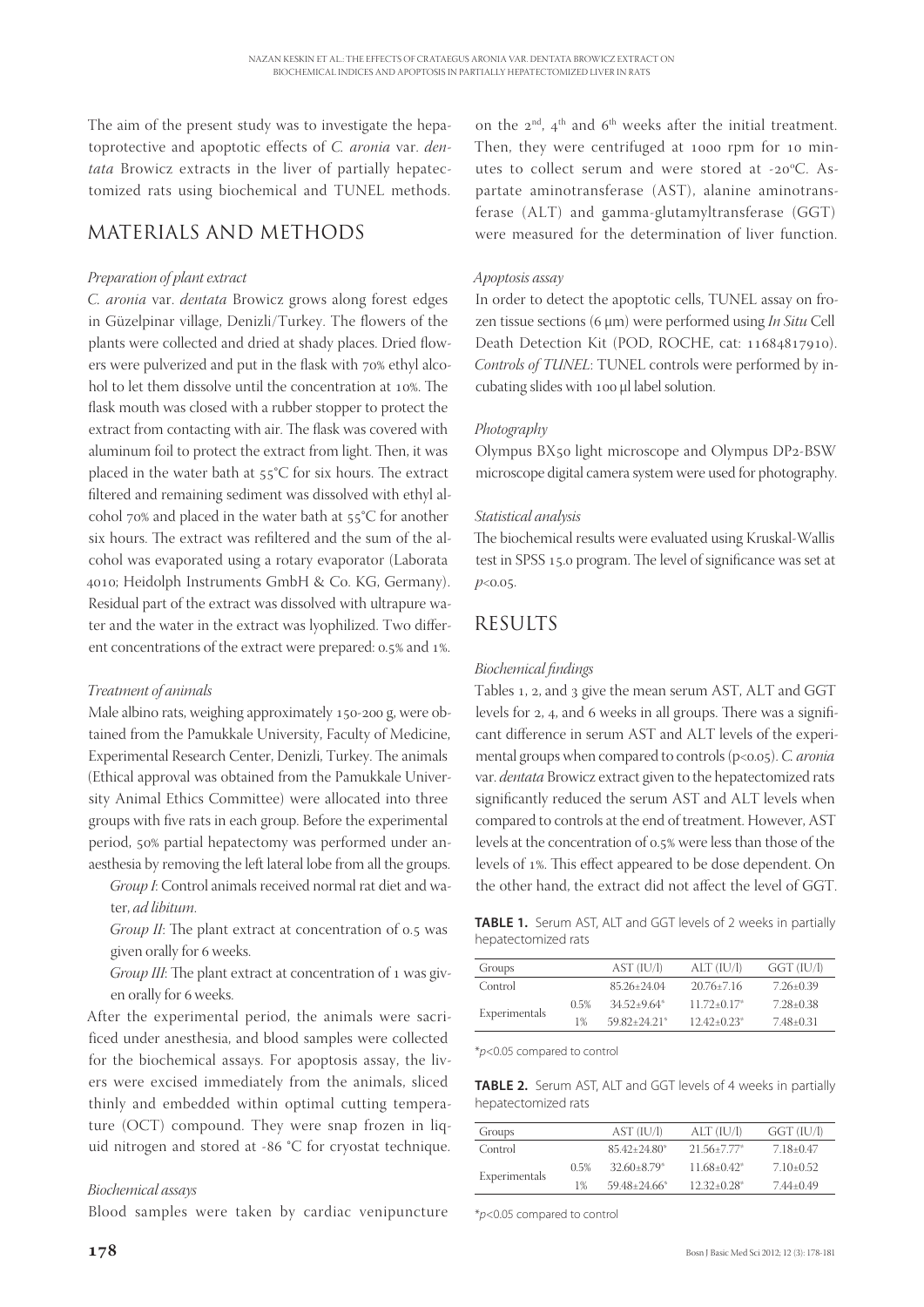The aim of the present study was to investigate the hepatoprotective and apoptotic effects of *C. aronia* var. *dentata* Browicz extracts in the liver of partially hepatectomized rats using biochemical and TUNEL methods.

## MATERIALS AND METHODS

### *Preparation of plant extract*

*C. aronia* var. *dentata* Browicz grows along forest edges in Güzelpinar village, Denizli/Turkey. The flowers of the plants were collected and dried at shady places. Dried flowers were pulverized and put in the flask with 70% ethyl alcohol to let them dissolve until the concentration at 10%. The flask mouth was closed with a rubber stopper to protect the extract from contacting with air. The flask was covered with aluminum foil to protect the extract from light. Then, it was placed in the water bath at 55°C for six hours. The extract filtered and remaining sediment was dissolved with ethyl alcohol 70% and placed in the water bath at 55°C for another six hours. The extract was refiltered and the sum of the alcohol was evaporated using a rotary evaporator (Laborata 4010; Heidolph Instruments GmbH & Co. KG, Germany). Residual part of the extract was dissolved with ultrapure water and the water in the extract was lyophilized. Two different concentrations of the extract were prepared: 0.5% and 1%.

### *Treatment of animals*

Male albino rats, weighing approximately 150-200 g, were obtained from the Pamukkale University, Faculty of Medicine, Experimental Research Center, Denizli, Turkey. The animals (Ethical approval was obtained from the Pamukkale University Animal Ethics Committee) were allocated into three groups with five rats in each group. Before the experimental period, 50% partial hepatectomy was performed under anaesthesia by removing the left lateral lobe from all the groups.

*Group I*: Control animals received normal rat diet and water, *ad libitum*.

*Group II*: The plant extract at concentration of 0.5 was given orally for 6 weeks.

*Group III*: The plant extract at concentration of 1 was given orally for 6 weeks.

After the experimental period, the animals were sacrificed under anesthesia, and blood samples were collected for the biochemical assays. For apoptosis assay, the livers were excised immediately from the animals, sliced thinly and embedded within optimal cutting temperature (OCT) compound. They were snap frozen in liquid nitrogen and stored at -86 °C for cryostat technique.

### *Biochemical assays*

Blood samples were taken by cardiac venipuncture on the 2[nd], 4[th] and 6[th] weeks after the initial treatment. Then, they were centrifuged at 1000 rpm for 10 minutes to collect serum and were stored at -20°C. Aspartate aminotransferase (AST), alanine aminotransferase (ALT) and gamma-glutamyltransferase (GGT) were measured for the determination of liver function.

### *Apoptosis assay*

In order to detect the apoptotic cells, TUNEL assay on frozen tissue sections (6 μm) were performed using *In Situ* Cell Death Detection Kit (POD, ROCHE, cat: 11684817910). *Controls of TUNEL*: TUNEL controls were performed by incubating slides with 100 μl label solution.

### *Photography*

Olympus BX50 light microscope and Olympus DP2-BSW microscope digital camera system were used for photography.

### *Statistical analysis*

The biochemical results were evaluated using Kruskal-Wallis test in SPSS 15.0 program. The level of significance was set at $p<0.05$.

## RESULTS

### *Biochemical findings*

Tables 1, 2, and 3 give the mean serum AST, ALT and GGT levels for 2, 4, and 6 weeks in all groups. There was a significant difference in serum AST and ALT levels of the experimental groups when compared to controls ($p<0.05$). *C. aronia* var. *dentata* Browicz extract given to the hepatectomized rats significantly reduced the serum AST and ALT levels when compared to controls at the end of treatment. However, AST levels at the concentration of 0.5% were less than those of the levels of 1%. This effect appeared to be dose dependent. On the other hand, the extract did not affect the level of GGT.

**TABLE 1.** Serum AST, ALT and GGT levels of 2 weeks in partially hepatectomized rats

| Groups | | AST (IU/l) | ALT (IU/l) | GGT (IU/l) |
|---|---|---|---|---|
| Control | | 85.26±24.04 | 20.76±7.16 | 7.26±0.39 |
| Experimentals | 0.5% | 34.52±9.64* | 11.72±0.17* | 7.28±0.38 |
| | 1% | 59.82±24.21* | 12.42±0.23* | 7.48±0.31 |

*$p<0.05$ compared to control

**TABLE 2.** Serum AST, ALT and GGT levels of 4 weeks in partially hepatectomized rats

| Groups | | AST (IU/l) | ALT (IU/l) | GGT (IU/l) |
|---|---|---|---|---|
| Control | | 85.42±24.80* | 21.56±7.77* | 7.18±0.47 |
| Experimentals | 0.5% | 32.60±8.79* | 11.68±0.42* | 7.10±0.52 |
| | 1% | 59.48±24.66* | 12.32±0.28* | 7.44±0.49 |

*$p<0.05$ compared to control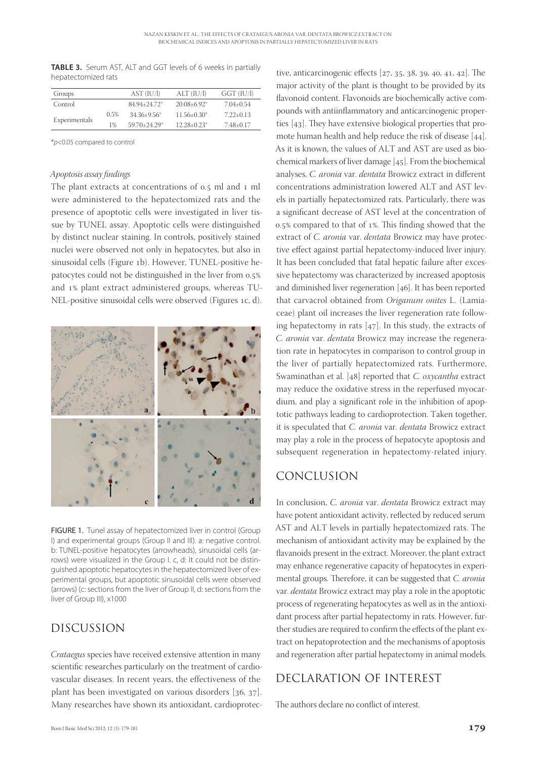**TABLE 3.** Serum AST, ALT and GGT levels of 6 weeks in partially hepatectomized rats

| Groups | | AST (IU/l) | ALT (IU/l) | GGT (IU/l) |
|---|---|---|---|---|
| Control | | 84.94±24.72* | 20.08±6.92* | 7.04±0.54 |
| Experimentals | 0.5% | 34.36±9.56* | 11.56±0.30* | 7.22±0.13 |
| | 1% | 59.70±24.29* | 12.28±0.23* | 7.48±0.17 |

*$p<0.05$ compared to control

### *Apoptosis assay findings*

The plant extracts at concentrations of 0.5 ml and 1 ml were administered to the hepatectomized rats and the presence of apoptotic cells were investigated in liver tissue by TUNEL assay. Apoptotic cells were distinguished by distinct nuclear staining. In controls, positively stained nuclei were observed not only in hepatocytes, but also in sinusoidal cells (Figure 1b). However, TUNEL-positive hepatocytes could not be distinguished in the liver from 0.5% and 1% plant extract administered groups, whereas TUNEL-positive sinusoidal cells were observed (Figures 1c, d).

FIGURE 1. Tunel assay of hepatectomized liver in control (Group I) and experimental groups (Group II and III). a: negative control. b: TUNEL-positive hepatocytes (arrowheads), sinusoidal cells (arrows) were visualized in the Group I. c, d: It could not be distinguished apoptotic hepatocytes in the hepatectomized liver of experimental groups, but apoptotic sinusoidal cells were observed (arrows) (c: sections from the liver of Group II, d: sections from the liver of Group III), x1000

## DISCUSSION

*Crataegus* species have received extensive attention in many scientific researches particularly on the treatment of cardiovascular diseases. In recent years, the effectiveness of the plant has been investigated on various disorders [36, 37]. Many researches have shown its antioxidant, cardioprotective, anticarcinogenic effects [27, 35, 38, 39, 40, 41, 42]. The major activity of the plant is thought to be provided by its flavonoid content. Flavonoids are biochemically active compounds with antiinflammatory and anticarcinogenic properties [43]. They have extensive biological properties that promote human health and help reduce the risk of disease [44]. As it is known, the values of ALT and AST are used as biochemical markers of liver damage [45]. From the biochemical analyses, *C. aronia* var. *dentata* Browicz extract in different concentrations administration lowered ALT and AST levels in partially hepatectomized rats. Particularly, there was a significant decrease of AST level at the concentration of 0.5% compared to that of 1%. This finding showed that the extract of *C. aronia* var. *dentata* Browicz may have protective effect against partial hepatectomy-induced liver injury. It has been concluded that fatal hepatic failure after excessive hepatectomy was characterized by increased apoptosis and diminished liver regeneration [46]. It has been reported that carvacrol obtained from *Origanum onites* L. (Lamiaceae) plant oil increases the liver regeneration rate following hepatectomy in rats [47]. In this study, the extracts of *C. aronia* var. *dentata* Browicz may increase the regeneration rate in hepatocytes in comparison to control group in the liver of partially hepatectomized rats. Furthermore, Swaminathan et al. [48] reported that *C. oxycantha* extract may reduce the oxidative stress in the reperfused myocardium, and play a significant role in the inhibition of apoptotic pathways leading to cardioprotection. Taken together, it is speculated that *C. aronia* var. *dentata* Browicz extract may play a role in the process of hepatocyte apoptosis and subsequent regeneration in hepatectomy-related injury.

## CONCLUSION

In conclusion, *C. aronia* var. *dentata* Browicz extract may have potent antioxidant activity, reflected by reduced serum AST and ALT levels in partially hepatectomized rats. The mechanism of antioxidant activity may be explained by the flavanoids present in the extract. Moreover, the plant extract may enhance regenerative capacity of hepatocytes in experimental groups. Therefore, it can be suggested that *C. aronia* var. *dentata* Browicz extract may play a role in the apoptotic process of regenerating hepatocytes as well as in the antioxidant process after partial hepatectomy in rats. However, further studies are required to confirm the effects of the plant extract on hepatoprotection and the mechanisms of apoptosis and regeneration after partial hepatectomy in animal models.

## DECLARATION OF INTEREST

The authors declare no conflict of interest.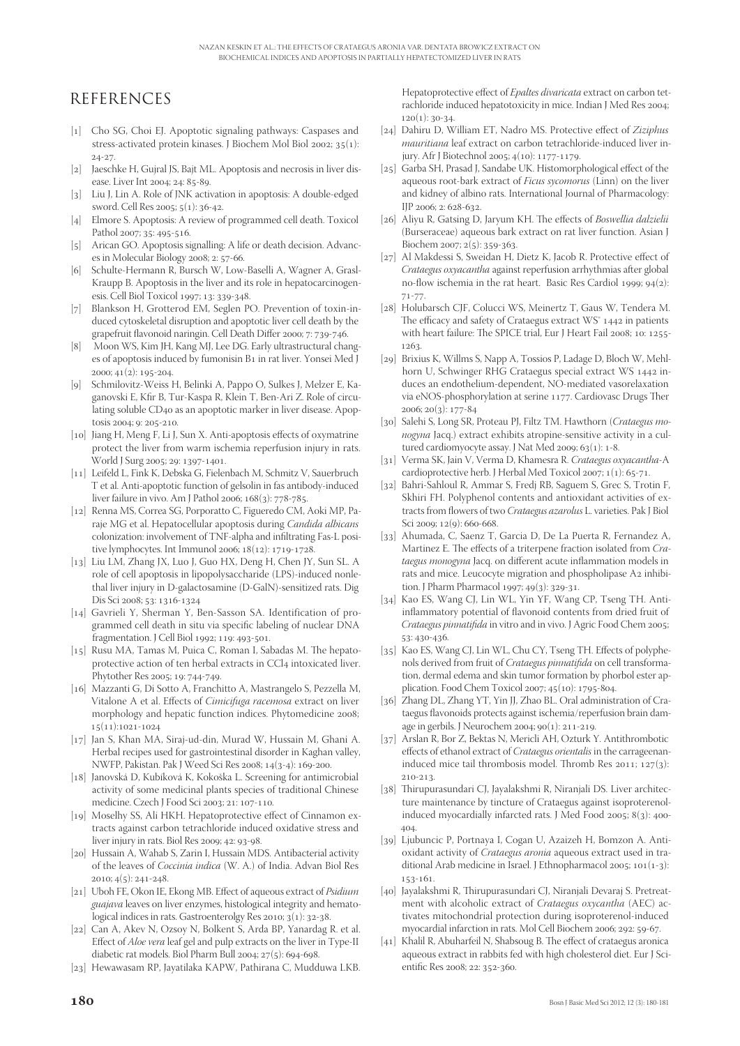# REFERENCES

[1] Cho SG, Choi EJ. Apoptotic signaling pathways: Caspases and stress-activated protein kinases. J Biochem Mol Biol 2002; 35(1): 24-27.

[2] Jaeschke H, Gujral JS, Bajt ML. Apoptosis and necrosis in liver disease. Liver Int 2004; 24: 85-89.

[3] Liu J, Lin A. Role of JNK activation in apoptosis: A double-edged sword. Cell Res 2005; 5(1): 36-42.

[4] Elmore S. Apoptosis: A review of programmed cell death. Toxicol Pathol 2007; 35: 495-516.

[5] Arican GO. Apoptosis signalling: A life or death decision. Advances in Molecular Biology 2008; 2: 57-66.

[6] Schulte-Hermann R, Bursch W, Low-Baselli A, Wagner A, Grasl-Kraupp B. Apoptosis in the liver and its role in hepatocarcinogenesis. Cell Biol Toxicol 1997; 13: 339-348.

[7] Blankson H, Grotterod EM, Seglen PO. Prevention of toxin-induced cytoskeletal disruption and apoptotic liver cell death by the grapefruit flavonoid naringin. Cell Death Differ 2000; 7: 739-746.

[8] Moon WS, Kim JH, Kang MJ, Lee DG. Early ultrastructural changes of apoptosis induced by fumonisin B1 in rat liver. Yonsei Med J 2000; 41(2): 195-204.

[9] Schmilovitz-Weiss H, Belinki A, Pappo O, Sulkes J, Melzer E, Kaganovski E, Kfir B, Tur-Kaspa R, Klein T, Ben-Ari Z. Role of circulating soluble CD40 as an apoptotic marker in liver disease. Apoptosis 2004; 9: 205-210.

[10] Jiang H, Meng F, Li J, Sun X. Anti-apoptosis effects of oxymatrine protect the liver from warm ischemia reperfusion injury in rats. World J Surg 2005; 29: 1397-1401.

[11] Leifeld L, Fink K, Debska G, Fielenbach M, Schmitz V, Sauerbruch T et al. Anti-apoptotic function of gelsolin in fas antibody-induced liver failure in vivo. Am J Pathol 2006; 168(3): 778-785.

[12] Renna MS, Correa SG, Porporatto C, Figueredo CM, Aoki MP, Paraje MG et al. Hepatocellular apoptosis during *Candida albicans* colonization: involvement of TNF-alpha and infiltrating Fas-L positive lymphocytes. Int Immunol 2006; 18(12): 1719-1728.

[13] Liu LM, Zhang JX, Luo J, Guo HX, Deng H, Chen JY, Sun SL. A role of cell apoptosis in lipopolysaccharide (LPS)-induced nonlethal liver injury in D-galactosamine (D-GalN)-sensitized rats. Dig Dis Sci 2008; 53: 1316-1324

[14] Gavrieli Y, Sherman Y, Ben-Sasson SA. Identification of programmed cell death in situ via specific labeling of nuclear DNA fragmentation. J Cell Biol 1992; 119: 493-501.

[15] Rusu MA, Tamas M, Puica C, Roman I, Sabadas M. The hepatoprotective action of ten herbal extracts in CCl4 intoxicated liver. Phytother Res 2005; 19: 744-749.

[16] Mazzanti G, Di Sotto A, Franchitto A, Mastrangelo S, Pezzella M, Vitalone A et al. Effects of *Cimicifuga racemosa* extract on liver morphology and hepatic function indices. Phytomedicine 2008; 15(11):1021-1024

[17] Jan S, Khan MA, Siraj-ud-din, Murad W, Hussain M, Ghani A. Herbal recipes used for gastrointestinal disorder in Kaghan valley, NWFP, Pakistan. Pak J Weed Sci Res 2008; 14(3-4): 169-200.

[18] Janovská D, Kubíková K, Kokoška L. Screening for antimicrobial activity of some medicinal plants species of traditional Chinese medicine. Czech J Food Sci 2003; 21: 107-110.

[19] Moselhy SS, Ali HKH. Hepatoprotective effect of Cinnamon extracts against carbon tetrachloride induced oxidative stress and liver injury in rats. Biol Res 2009; 42: 93-98.

[20] Hussain A, Wahab S, Zarin I, Hussain MDS. Antibacterial activity of the leaves of *Coccinia indica* (W. A.) of India. Advan Biol Res 2010; 4(5): 241-248.

[21] Uboh FE, Okon IE, Ekong MB. Effect of aqueous extract of *Psidium guajava* leaves on liver enzymes, histological integrity and hematological indices in rats. Gastroenterolgy Res 2010; 3(1): 32-38.

[22] Can A, Akev N, Ozsoy N, Bolkent S, Arda BP, Yanardag R. et al. Effect of *Aloe vera* leaf gel and pulp extracts on the liver in Type-II diabetic rat models. Biol Pharm Bull 2004; 27(5): 694-698.

[23] Hewawasam RP, Jayatilaka KAPW, Pathirana C, Mudduwa LKB. Hepatoprotective effect of *Epaltes divaricata* extract on carbon tetrachloride induced hepatotoxicity in mice. Indian J Med Res 2004; 120(1): 30-34.

[24] Dahiru D, William ET, Nadro MS. Protective effect of *Ziziphus mauritiana* leaf extract on carbon tetrachloride-induced liver injury. Afr J Biotechnol 2005; 4(10): 1177-1179.

[25] Garba SH, Prasad J, Sandabe UK. Histomorphological effect of the aqueous root-bark extract of *Ficus sycomorus* (Linn) on the liver and kidney of albino rats. International Journal of Pharmacology: IJP 2006; 2: 628-632.

[26] Aliyu R, Gatsing D, Jaryum KH. The effects of *Boswellia dalzielii* (Burseraceae) aqueous bark extract on rat liver function. Asian J Biochem 2007; 2(5): 359-363.

[27] Al Makdessi S, Sweidan H, Dietz K, Jacob R. Protective effect of *Crataegus oxyacantha* against reperfusion arrhythmias after global no-flow ischemia in the rat heart. Basic Res Cardiol 1999; 94(2): 71-77.

[28] Holubarsch CJF, Colucci WS, Meinertz T, Gaus W, Tendera M. The efficacy and safety of Crataegus extract WS® 1442 in patients with heart failure: The SPICE trial, Eur J Heart Fail 2008; 10: 1255-1263.

[29] Brixius K, Willms S, Napp A, Tossios P, Ladage D, Bloch W, Mehlhorn U, Schwinger RHG Crataegus special extract WS 1442 induces an endothelium-dependent, NO-mediated vasorelaxation via eNOS-phosphorylation at serine 1177. Cardiovasc Drugs Ther 2006; 20(3): 177-84

[30] Salehi S, Long SR, Proteau PJ, Filtz TM. Hawthorn (*Crataegus monogyna* Jacq.) extract exhibits atropine-sensitive activity in a cultured cardiomyocyte assay. J Nat Med 2009; 63(1): 1-8.

[31] Verma SK, Jain V, Verma D, Khamesra R. *Crataegus oxyacantha*-A cardioprotective herb. J Herbal Med Toxicol 2007; 1(1): 65-71.

[32] Bahri-Sahloul R, Ammar S, Fredj RB, Saguem S, Grec S, Trotin F, Skhiri FH. Polyphenol contents and antioxidant activities of extracts from flowers of two *Crataegus azarolus* L. varieties. Pak J Biol Sci 2009; 12(9): 660-668.

[33] Ahumada, C, Saenz T, Garcia D, De La Puerta R, Fernandez A, Martinez E. The effects of a triterpene fraction isolated from *Crataegus monogyna* Jacq. on different acute inflammation models in rats and mice. Leucocyte migration and phospholipase A2 inhibition. J Pharm Pharmacol 1997; 49(3): 329-31.

[34] Kao ES, Wang CJ, Lin WL, Yin YF, Wang CP, Tseng TH. Anti-inflammatory potential of flavonoid contents from dried fruit of *Crataegus pinnatifida* in vitro and in vivo. J Agric Food Chem 2005; 53: 430-436.

[35] Kao ES, Wang CJ, Lin WL, Chu CY, Tseng TH. Effects of polyphenols derived from fruit of *Crataegus pinnatifida* on cell transformation, dermal edema and skin tumor formation by phorbol ester application. Food Chem Toxicol 2007; 45(10): 1795-804.

[36] Zhang DL, Zhang YT, Yin JJ, Zhao BL. Oral administration of Crataegus flavonoids protects against ischemia/reperfusion brain damage in gerbils. J Neurochem 2004; 90(1): 211-219.

[37] Arslan R, Bor Z, Bektas N, Mericli AH, Ozturk Y. Antithrombotic effects of ethanol extract of *Crataegus orientalis* in the carrageenan-induced mice tail thrombosis model. Thromb Res 2011; 127(3): 210-213.

[38] Thirupurasundari CJ, Jayalakshmi R, Niranjali DS. Liver architecture maintenance by tincture of Crataegus against isoproterenol-induced myocardially infarcted rats. J Med Food 2005; 8(3): 400-404.

[39] Ljubuncic P, Portnaya I, Cogan U, Azaizeh H, Bomzon A. Antioxidant activity of *Crataegus aronia* aqueous extract used in traditional Arab medicine in Israel. J Ethnopharmacol 2005; 101(1-3): 153-161.

[40] Jayalakshmi R, Thirupurasundari CJ, Niranjali Devaraj S. Pretreatment with alcoholic extract of *Crataegus oxycantha* (AEC) activates mitochondrial protection during isoproterenol-induced myocardial infarction in rats. Mol Cell Biochem 2006; 292: 59-67.

[41] Khalil R, Abuharfeil N, Shabsoug B. The effect of crataegus aronica aqueous extract in rabbits fed with high cholesterol diet. Eur J Scientific Res 2008; 22: 352-360.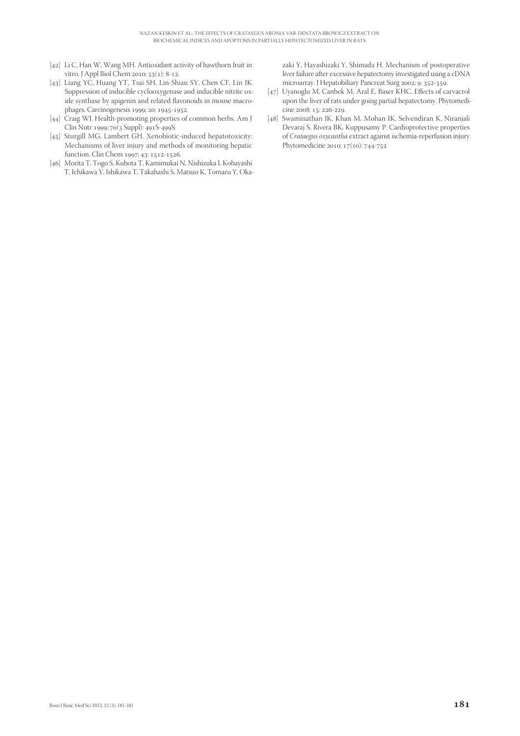[42] Li C, Han W, Wang MH. Antioxidant activity of hawthorn fruit in vitro. J Appl Biol Chem 2010; 53(1): 8-12.

[43] Liang YC, Huang YT, Tsai SH, Lin-Shiau SY, Chen CF, Lin JK. Suppression of inducible cyclooxygenase and inducible nitrite oxide synthase by apigenin and related flavonoids in mouse macrophages. Carcinogenesis 1999; 20: 1945-1952.

[44] Craig WJ. Health-promoting properties of common herbs. Am J Clin Nutr 1999; 70(3 Suppl): 491S-499S.

[45] Sturgill MG, Lambert GH. Xenobiotic-induced hepatotoxicity: Mechanisms of liver injury and methods of monitoring hepatic function. Clin Chem 1997; 43: 1512-1526.

[46] Morita T, Togo S, Kubota T, Kamimukai N, Nishizuka I, Kobayashi T, Ichikawa Y, Ishikawa T, Takahashi S, Matsuo K, Tomaru Y, Okazaki Y, Hayashizaki Y, Shimada H. Mechanism of postoperative liver failure after excessive hepatectomy investigated using a cDNA microarray. J Hepatobiliary Pancreat Surg 2002; 9: 352-359.

[47] Uyanoglu M, Canbek M, Aral E, Baser KHC. Effects of carvacrol upon the liver of rats under going partial hepatectomy. Phytomedicine 2008; 15: 226-229.

[48] Swaminathan JK, Khan M, Mohan IK, Selvendiran K, Niranjali Devaraj S, Rivera BK, Kuppusamy P. Cardioprotective properties of *Crataegus oxycantha* extract against ischemia-reperfusion injury. Phytomedicine 2010; 17(10): 744-752